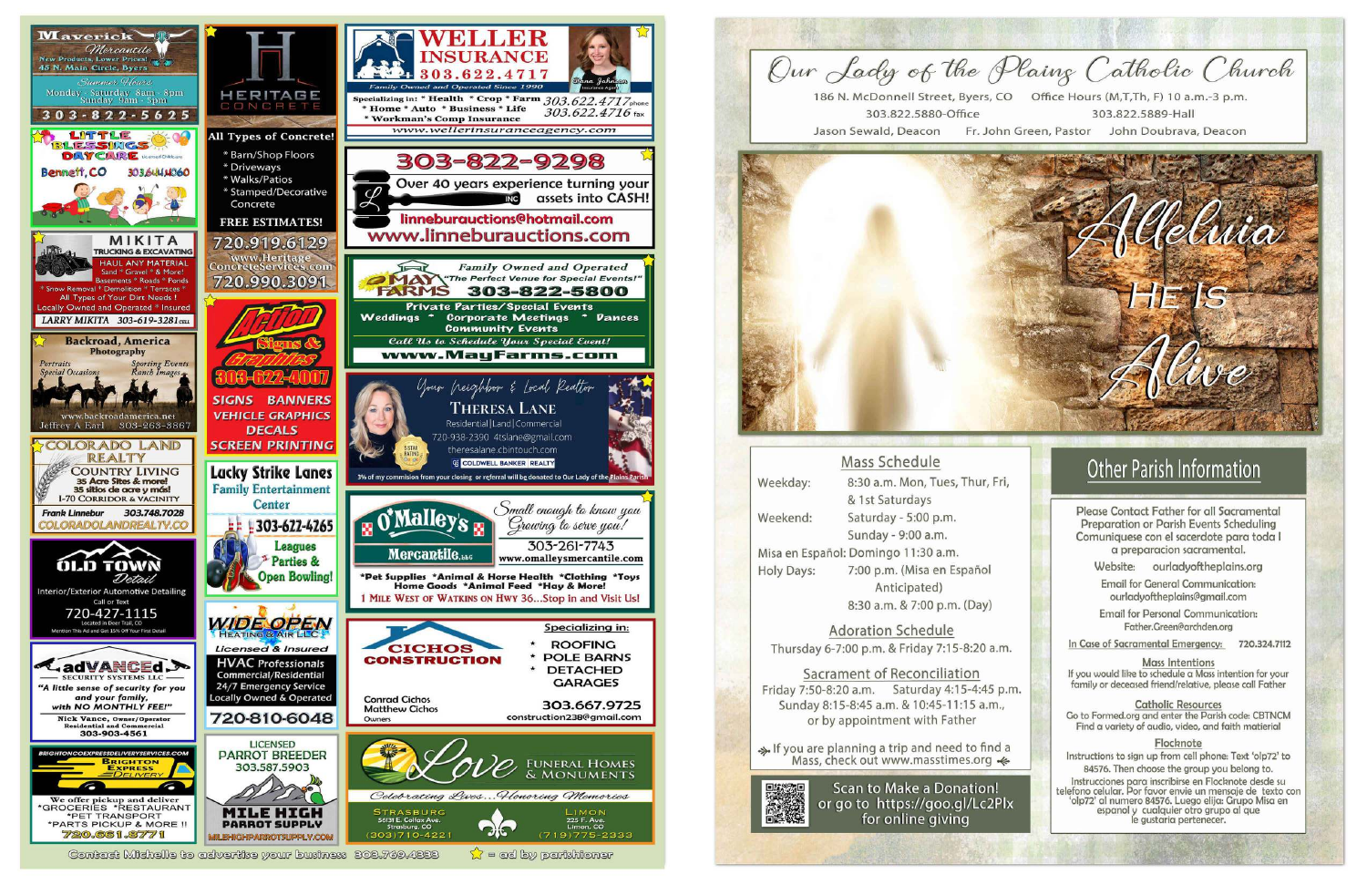## Maverick Mercantile

New Products, Lower Prices!
45 N. Main Circle, Byers

Summer Hours
Monday - Saturday 8am - 8pm
Sunday 9am - 8pm

303-822-5625

## Little Blessings Daycare

Licensed Childcare
Bennett, CO 303.644.4060

## Mikita Trucking & Excavating

HAUL ANY MATERIAL
Sand * Gravel * & More!
Basements * Roads * Ponds
* Snow Removal * Demolition * Terraces *
All Types of Your Dirt Needs!
Locally Owned and Operated * Insured
LARRY MIKITA 303-619-3281 cell

## Backroad, America Photography

Portraits · Special Occasions · Sporting Events · Ranch Images
www.backroadamerica.net
Jeffrey A Earl 303-263-8867

## Colorado Land Realty

COUNTRY LIVING
35 Acre Sites & more!
35 sitios de acre y más!
I-70 CORRIDOR & VICINITY
Frank Linnebur 303.748.7028
COLORADOLANDREALTY.CO

## Old Town Detail

Interior/Exterior Automotive Detailing
Call or Text
720-427-1115
Located in Deer Trail, CO
Mention This Ad and Get 15% Off Your First Detail

## adVANCED Security Systems LLC

"A little sense of security for you and your family, with NO MONTHLY FEE!"
Nick Vance, Owner/Operator
Residential and Commercial
303-903-4561

## Brighton Express Delivery

BRIGHTONCOEXPRESSDELIVERYSERVICES.COM
We offer pickup and deliver
*GROCERIES *RESTAURANT
*PET TRANSPORT
*PARTS PICKUP & MORE !!
720.661.8771

## Heritage Concrete

All Types of Concrete!
* Barn/Shop Floors
* Driveways
* Walks/Patios
* Stamped/Decorative Concrete

FREE ESTIMATES!
720.919.6129
www.HeritageConcreteServices.com
720.990.3091

## Action Signs & Graphics

303-622-4007
SIGNS BANNERS
VEHICLE GRAPHICS
DECALS
SCREEN PRINTING

## Lucky Strike Lanes

Family Entertainment Center
303-622-4265
Leagues
Parties &
Open Bowling!

## Wide Open Heating & Air LLC

Licensed & Insured
HVAC Professionals
Commercial/Residential
24/7 Emergency Service
Locally Owned & Operated
720-810-6048

## Licensed Parrot Breeder

303.587.5903
MILE HIGH PARROT SUPPLY
MILEHIGHPARROTSUPPLY.COM

## Weller Insurance

303.622.4717
Family Owned and Operated Since 1990
Diana Johnson, Insurance Agent
Specializing in: * Health * Crop * Farm * Home * Auto * Business * Life * Workman's Comp Insurance
303.622.4717 phone
303.622.4716 fax
www.wellerinsuranceagency.com

## Linnebur Auctions

303-822-9298
Over 40 years experience turning your assets into CASH!
linneburauctions@hotmail.com
www.linneburauctions.com

## May Farms

Family Owned and Operated
"The Perfect Venue for Special Events!"
303-822-5800
Private Parties/Special Events
Weddings * Corporate Meetings * Dances
Community Events
Call Us to Schedule Your Special Event!
www.MayFarms.com

## Theresa Lane

Your Neighbor & Local Realtor
Residential | Land | Commercial
720-938-2390 4tslane@gmail.com
theresalane.cbintouch.com
COLDWELL BANKER REALTY
3% of my commission from your closing or referral will be donated to Our Lady of the Plains Parish

## O'Malley's Mercantile, LLC

Small enough to know you
Growing to serve you!
303-261-7743
www.omalleysmercantile.com
*Pet Supplies *Animal & Horse Health *Clothing *Toys
Home Goods *Animal Feed *Hay & More!
1 MILE WEST OF WATKINS ON HWY 36...Stop in and Visit Us!

## Cichos Construction

Specializing in:
* ROOFING
* POLE BARNS
* DETACHED GARAGES

Conrad Cichos
Matthew Cichos
Owners
303.667.9725
construction238@gmail.com

## Love Funeral Homes & Monuments

Celebrating Lives...Honoring Memories
STRASBURG
56131 E. Colfax Ave.
Strasburg, CO
(303)710-4221

LIMON
225 F. Ave.
Limon, CO
(719)775-2333

Contact Michelle to advertise your business 303.769.4533 ☆ = ad by parishioner

# Our Lady of the Plains Catholic Church

186 N. McDonnell Street, Byers, CO
Office Hours (M,T,Th, F) 10 a.m.-3 p.m.
303.822.5880-Office
303.822.5889-Hall
Jason Seward, Deacon · Fr. John Green, Pastor · John Doubrava, Deacon

Alleluia
HE IS
Alive

## Mass Schedule

Weekday: 8:30 a.m. Mon, Tues, Thur, Fri, & 1st Saturdays
Weekend: Saturday - 5:00 p.m.
Sunday - 9:00 a.m.
Misa en Español: Domingo 11:30 a.m.
Holy Days: 7:00 p.m. (Misa en Español Anticipated)
8:30 a.m. & 7:00 p.m. (Day)

## Adoration Schedule

Thursday 6-7:00 p.m. & Friday 7:15-8:20 a.m.

## Sacrament of Reconciliation

Friday 7:50-8:20 a.m. Saturday 4:15-4:45 p.m.
Sunday 8:15-8:45 a.m. & 10:45-11:15 a.m.,
or by appointment with Father

If you are planning a trip and need to find a Mass, check out www.masstimes.org

Scan to Make a Donation!
or go to https://goo.gl/Lc2Plx
for online giving

## Other Parish Information

Please Contact Father for all Sacramental Preparation or Parish Events Scheduling
Comuniquese con el sacerdote para toda la preparacion sacramental.

Website: ourladyoftheplains.org

Email for General Communication: ourladyoftheplains@gmail.com

Email for Personal Communication: Father.Green@archden.org

In Case of Sacramental Emergency: 720.324.7112

**Mass Intentions**
If you would like to schedule a Mass intention for your family or deceased friend/relative, please call Father

**Catholic Resources**
Go to Formed.org and enter the Parish code: CBTNCM
Find a variety of audio, video, and faith material

**Flocknote**
Instructions to sign up from cell phone: Text 'olp72' to 84576. Then choose the group you belong to.
Instrucciones para inscribirse en Flocknote desde su telefono celular. Por favor envie un mensaje de texto con 'olp72' al numero 84576. Luego elija: Grupo Misa en espanol y cualquier otro grupo al que le gustaria pertenecer.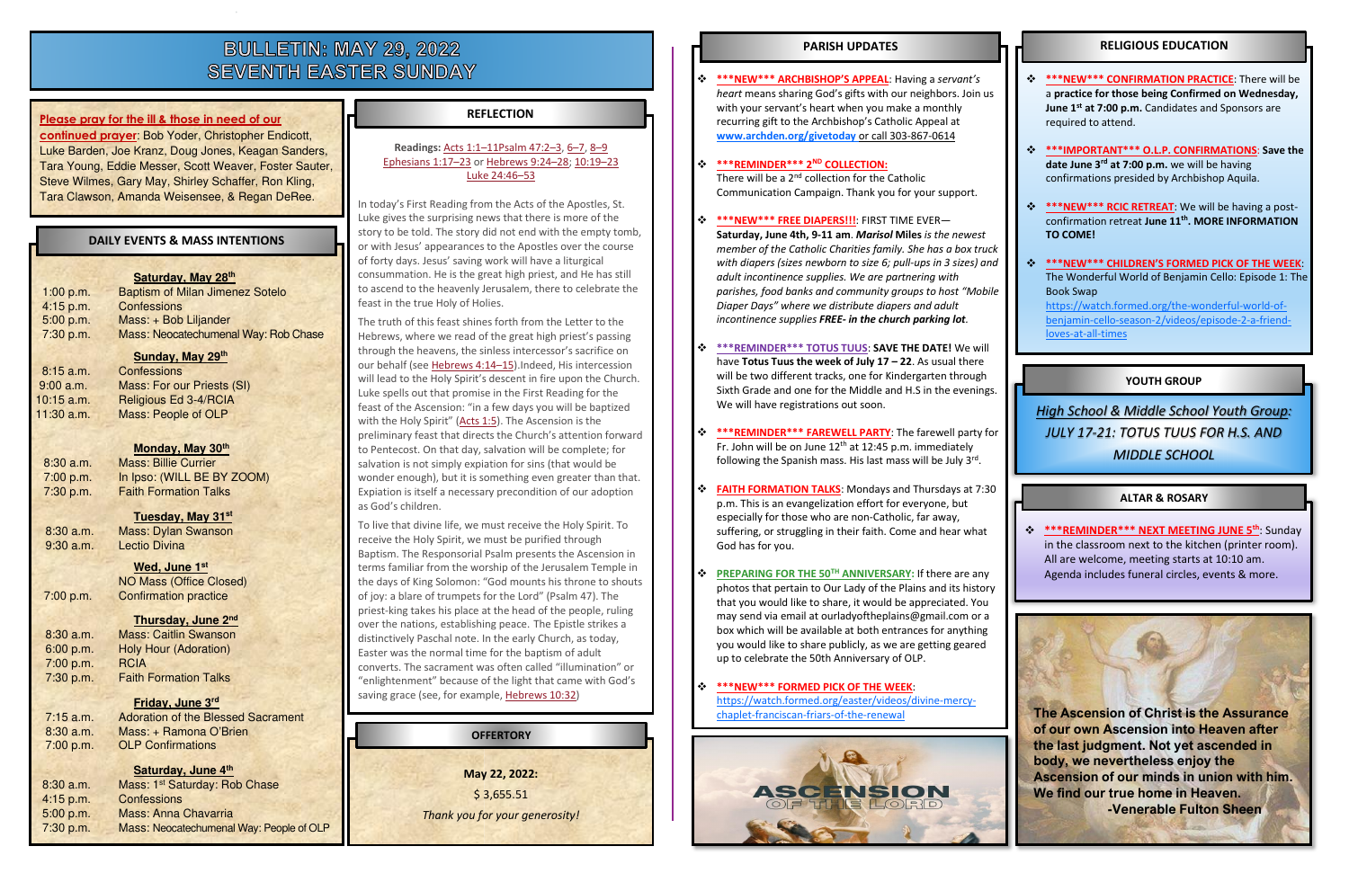# BULLETIN: MAY 29, 2022
# SEVENTH EASTER SUNDAY

**Please pray for the ill & those in need of our continued prayer:** Bob Yoder, Christopher Endicott, Luke Barden, Joe Kranz, Doug Jones, Keagan Sanders, Tara Young, Eddie Messer, Scott Weaver, Foster Sauter, Steve Wilmes, Gary May, Shirley Schaffer, Ron Kling, Tara Clawson, Amanda Weisensee, & Regan DeRee.

## DAILY EVENTS & MASS INTENTIONS

**Saturday, May 28th**

| | |
|---|---|
| 1:00 p.m. | Baptism of Milan Jimenez Sotelo |
| 4:15 p.m. | Confessions |
| 5:00 p.m. | Mass: + Bob Liljander |
| 7:30 p.m. | Mass: Neocatechumenal Way: Rob Chase |

**Sunday, May 29th**

| | |
|---|---|
| 8:15 a.m. | Confessions |
| 9:00 a.m. | Mass: For our Priests (SI) |
| 10:15 a.m. | Religious Ed 3-4/RCIA |
| 11:30 a.m. | Mass: People of OLP |

**Monday, May 30th**

| | |
|---|---|
| 8:30 a.m. | Mass: Billie Currier |
| 7:00 p.m. | In Ipso: (WILL BE BY ZOOM) |
| 7:30 p.m. | Faith Formation Talks |

**Tuesday, May 31st**

| | |
|---|---|
| 8:30 a.m. | Mass: Dylan Swanson |
| 9:30 a.m. | Lectio Divina |

**Wed, June 1st**

| | |
|---|---|
| | NO Mass (Office Closed) |
| 7:00 p.m. | Confirmation practice |

**Thursday, June 2nd**

| | |
|---|---|
| 8:30 a.m. | Mass: Caitlin Swanson |
| 6:00 p.m. | Holy Hour (Adoration) |
| 7:00 p.m. | RCIA |
| 7:30 p.m. | Faith Formation Talks |

**Friday, June 3rd**

| | |
|---|---|
| 7:15 a.m. | Adoration of the Blessed Sacrament |
| 8:30 a.m. | Mass: + Ramona O'Brien |
| 7:00 p.m. | OLP Confirmations |

**Saturday, June 4th**

| | |
|---|---|
| 8:30 a.m. | Mass: 1st Saturday: Rob Chase |
| 4:15 p.m. | Confessions |
| 5:00 p.m. | Mass: Anna Chavarria |
| 7:30 p.m. | Mass: Neocatechumenal Way: People of OLP |

## REFLECTION

Readings: Acts 1:11–11Psalm 47:2–3, 6–7, 8–9 Ephesians 1:17–23 or Hebrews 9:24–28; 10:19–23 Luke 24:46–53

In today's First Reading from the Acts of the Apostles, St. Luke gives the surprising news that there is more of the story to be told. The story did not end with the empty tomb, or with Jesus' appearances to the Apostles over the course of forty days. Jesus' saving work will have a liturgical consummation. He is the great high priest, and He has still to ascend to the heavenly Jerusalem, there to celebrate the feast in the true Holy of Holies.

The truth of this feast shines forth from the Letter to the Hebrews, where we read of the great high priest's passing through the heavens, the sinless intercessor's sacrifice on our behalf (see Hebrews 4:14–15).Indeed, His intercession will lead to the Holy Spirit's descent in fire upon the Church. Luke spells out that promise in the First Reading for the feast of the Ascension: "in a few days you will be baptized with the Holy Spirit" (Acts 1:5). The Ascension is the preliminary feast that directs the Church's attention forward to Pentecost. On that day, salvation will be complete; for salvation is not simply expiation for sins (that would be wonder enough), but it is something even greater than that. Expiation is itself a necessary precondition of our adoption as God's children.

To live that divine life, we must receive the Holy Spirit. To receive the Holy Spirit, we must be purified through Baptism. The Responsorial Psalm presents the Ascension in terms familiar from the worship of the Jerusalem Temple in the days of King Solomon: "God mounts his throne to shouts of joy: a blare of trumpets for the Lord" (Psalm 47). The priest-king takes his place at the head of the people, ruling over the nations, establishing peace. The Epistle strikes a distinctively Paschal note. In the early Church, as today, Easter was the normal time for the baptism of adult converts. The sacrament was often called "illumination" or "enlightenment" because of the light that came with God's saving grace (see, for example, Hebrews 10:32)

## OFFERTORY

**May 22, 2022:**

$ 3,655.51

*Thank you for your generosity!*

## PARISH UPDATES

- **\*\*\*NEW\*\*\* ARCHBISHOP'S APPEAL**: Having a *servant's heart* means sharing God's gifts with our neighbors. Join us with your servant's heart when you make a monthly recurring gift to the Archbishop's Catholic Appeal at **www.archden.org/givetoday** or call 303-867-0614

- **\*\*\*REMINDER\*\*\* 2ND COLLECTION:** There will be a 2nd collection for the Catholic Communication Campaign. Thank you for your support.

- **\*\*\*NEW\*\*\* FREE DIAPERS!!!**: FIRST TIME EVER—**Saturday, June 4th, 9-11 am**. ***Marisol* Miles** *is the newest member of the Catholic Charities family. She has a box truck with diapers (sizes newborn to size 6; pull-ups in 3 sizes) and adult incontinence supplies. We are partnering with parishes, food banks and community groups to host "Mobile Diaper Days" where we distribute diapers and adult incontinence supplies **FREE- in the church parking lot**.*

- **\*\*\*REMINDER\*\*\* TOTUS TUUS**: **SAVE THE DATE!** We will have **Totus Tuus the week of July 17 – 22**. As usual there will be two different tracks, one for Kindergarten through Sixth Grade and one for the Middle and H.S in the evenings. We will have registrations out soon.

- **\*\*\*REMINDER\*\*\* FAREWELL PARTY**: The farewell party for Fr. John will be on June 12th at 12:45 p.m. immediately following the Spanish mass. His last mass will be July 3rd.

- **FAITH FORMATION TALKS**: Mondays and Thursdays at 7:30 p.m. This is an evangelization effort for everyone, but especially for those who are non-Catholic, far away, suffering, or struggling in their faith. Come and hear what God has for you.

- **PREPARING FOR THE 50TH ANNIVERSARY**: If there are any photos that pertain to Our Lady of the Plains and its history that you would like to share, it would be appreciated. You may send via email at ourladyoftheplains@gmail.com or a box which will be available at both entrances for anything you would like to share publicly, as we are getting geared up to celebrate the 50th Anniversary of OLP.

- **\*\*\*NEW\*\*\* FORMED PICK OF THE WEEK**: https://watch.formed.org/easter/videos/divine-mercy-chaplet-franciscan-friars-of-the-renewal

ASCENSION OF THE LORD

## RELIGIOUS EDUCATION

- **\*\*\*NEW\*\*\* CONFIRMATION PRACTICE**: There will be a **practice for those being Confirmed on Wednesday, June 1st at 7:00 p.m.** Candidates and Sponsors are required to attend.

- **\*\*\*IMPORTANT\*\*\* O.L.P. CONFIRMATIONS**: **Save the date June 3rd at 7:00 p.m.** we will be having confirmations presided by Archbishop Aquila.

- **\*\*\*NEW\*\*\* RCIC RETREAT**: We will be having a post-confirmation retreat **June 11th. MORE INFORMATION TO COME!**

- **\*\*\*NEW\*\*\* CHILDREN'S FORMED PICK OF THE WEEK**: The Wonderful World of Benjamin Cello: Episode 1: The Book Swap https://watch.formed.org/the-wonderful-world-of-benjamin-cello-season-2/videos/episode-2-a-friend-loves-at-all-times

## YOUTH GROUP

*High School & Middle School Youth Group:*
*JULY 17-21: TOTUS TUUS FOR H.S. AND MIDDLE SCHOOL*

## ALTAR & ROSARY

- **\*\*\*REMINDER\*\*\* NEXT MEETING JUNE 5th**: Sunday in the classroom next to the kitchen (printer room). All are welcome, meeting starts at 10:10 am. Agenda includes funeral circles, events & more.

**The Ascension of Christ is the Assurance of our own Ascension into Heaven after the last judgment. Not yet ascended in body, we nevertheless enjoy the Ascension of our minds in union with him. We find our true home in Heaven.**
**-Venerable Fulton Sheen**